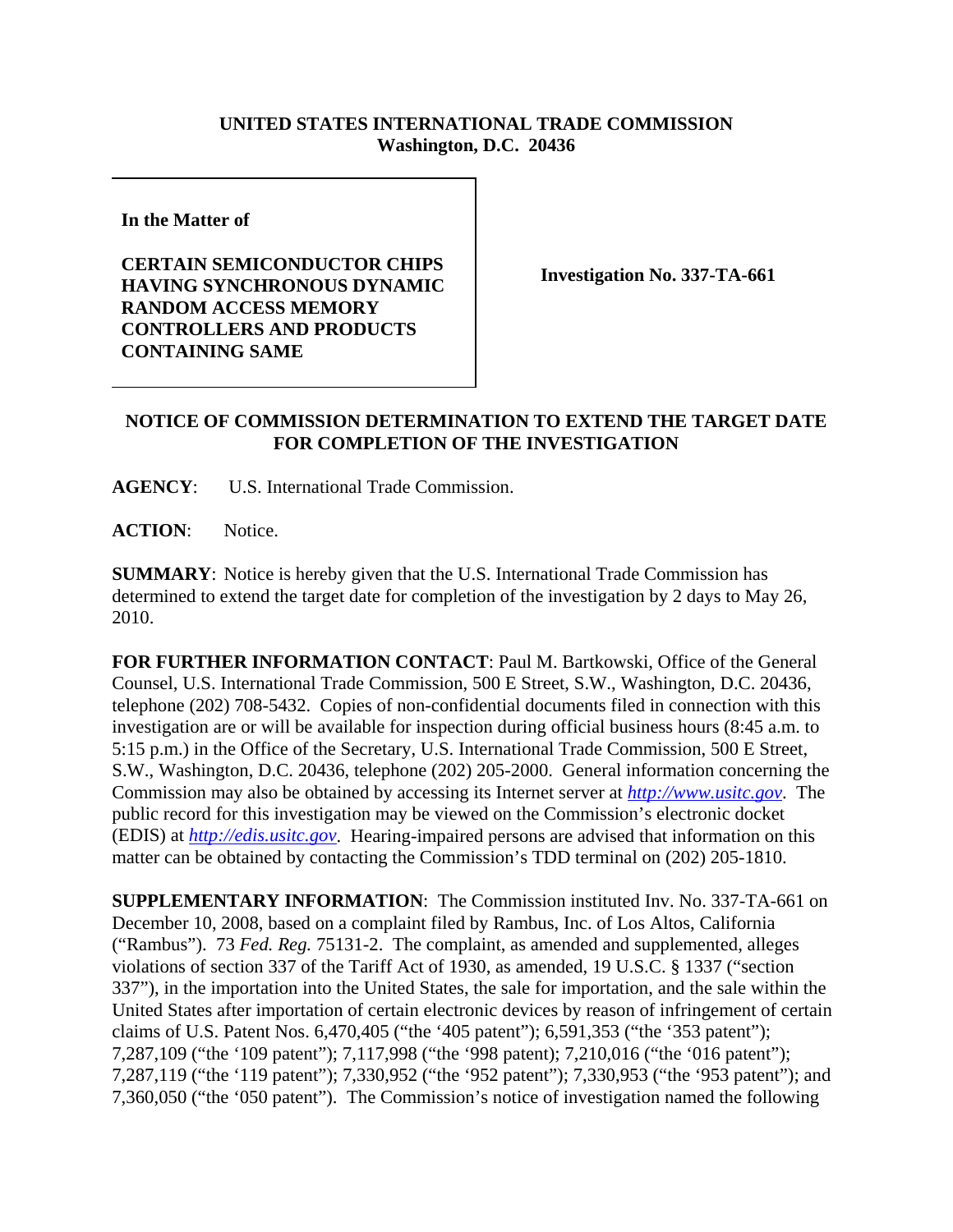**UNITED STATES INTERNATIONAL TRADE COMMISSION**
**Washington, D.C. 20436**

| In the Matter of<br><br>**CERTAIN SEMICONDUCTOR CHIPS HAVING SYNCHRONOUS DYNAMIC RANDOM ACCESS MEMORY CONTROLLERS AND PRODUCTS CONTAINING SAME** | **Investigation No. 337-TA-661** |
|---|---|

**NOTICE OF COMMISSION DETERMINATION TO EXTEND THE TARGET DATE FOR COMPLETION OF THE INVESTIGATION**

**AGENCY**: U.S. International Trade Commission.

**ACTION**: Notice.

**SUMMARY**: Notice is hereby given that the U.S. International Trade Commission has determined to extend the target date for completion of the investigation by 2 days to May 26, 2010.

**FOR FURTHER INFORMATION CONTACT**: Paul M. Bartkowski, Office of the General Counsel, U.S. International Trade Commission, 500 E Street, S.W., Washington, D.C. 20436, telephone (202) 708-5432. Copies of non-confidential documents filed in connection with this investigation are or will be available for inspection during official business hours (8:45 a.m. to 5:15 p.m.) in the Office of the Secretary, U.S. International Trade Commission, 500 E Street, S.W., Washington, D.C. 20436, telephone (202) 205-2000. General information concerning the Commission may also be obtained by accessing its Internet server at *http://www.usitc.gov*. The public record for this investigation may be viewed on the Commission's electronic docket (EDIS) at *http://edis.usitc.gov*. Hearing-impaired persons are advised that information on this matter can be obtained by contacting the Commission's TDD terminal on (202) 205-1810.

**SUPPLEMENTARY INFORMATION**: The Commission instituted Inv. No. 337-TA-661 on December 10, 2008, based on a complaint filed by Rambus, Inc. of Los Altos, California ("Rambus"). 73 *Fed. Reg.* 75131-2. The complaint, as amended and supplemented, alleges violations of section 337 of the Tariff Act of 1930, as amended, 19 U.S.C. § 1337 ("section 337"), in the importation into the United States, the sale for importation, and the sale within the United States after importation of certain electronic devices by reason of infringement of certain claims of U.S. Patent Nos. 6,470,405 ("the '405 patent"); 6,591,353 ("the '353 patent"); 7,287,109 ("the '109 patent"); 7,117,998 ("the '998 patent); 7,210,016 ("the '016 patent"); 7,287,119 ("the '119 patent"); 7,330,952 ("the '952 patent"); 7,330,953 ("the '953 patent"); and 7,360,050 ("the '050 patent"). The Commission's notice of investigation named the following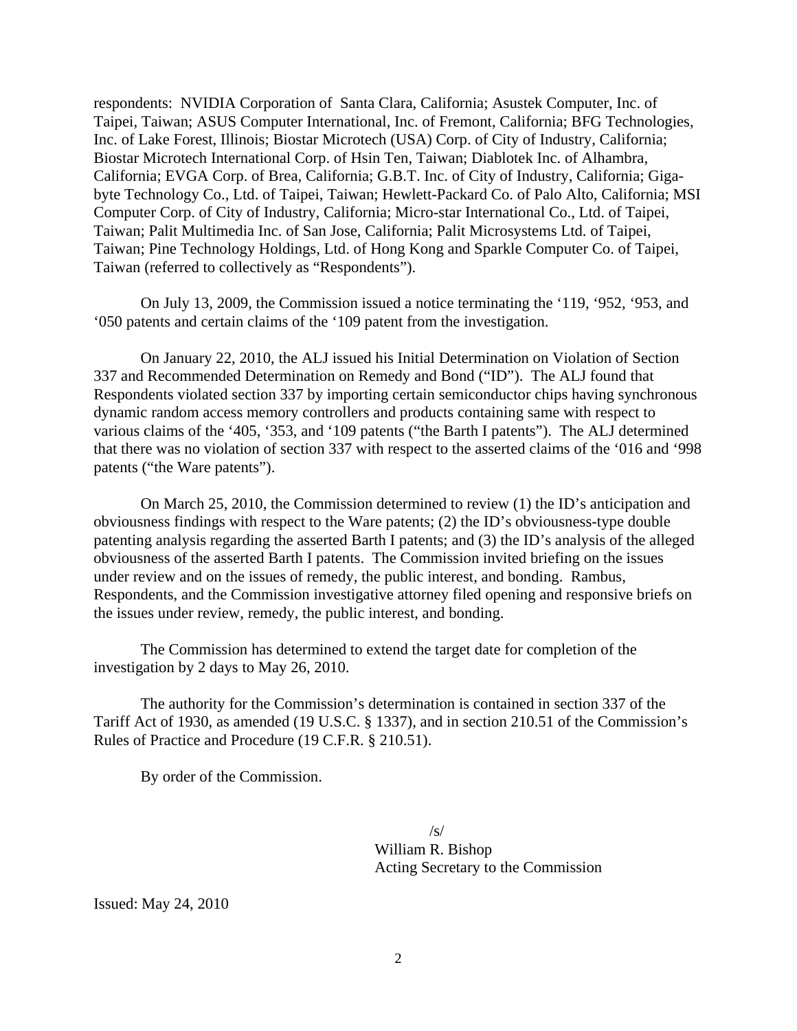respondents: NVIDIA Corporation of Santa Clara, California; Asustek Computer, Inc. of Taipei, Taiwan; ASUS Computer International, Inc. of Fremont, California; BFG Technologies, Inc. of Lake Forest, Illinois; Biostar Microtech (USA) Corp. of City of Industry, California; Biostar Microtech International Corp. of Hsin Ten, Taiwan; Diablotek Inc. of Alhambra, California; EVGA Corp. of Brea, California; G.B.T. Inc. of City of Industry, California; Giga-byte Technology Co., Ltd. of Taipei, Taiwan; Hewlett-Packard Co. of Palo Alto, California; MSI Computer Corp. of City of Industry, California; Micro-star International Co., Ltd. of Taipei, Taiwan; Palit Multimedia Inc. of San Jose, California; Palit Microsystems Ltd. of Taipei, Taiwan; Pine Technology Holdings, Ltd. of Hong Kong and Sparkle Computer Co. of Taipei, Taiwan (referred to collectively as "Respondents").

On July 13, 2009, the Commission issued a notice terminating the '119, '952, '953, and '050 patents and certain claims of the '109 patent from the investigation.

On January 22, 2010, the ALJ issued his Initial Determination on Violation of Section 337 and Recommended Determination on Remedy and Bond ("ID"). The ALJ found that Respondents violated section 337 by importing certain semiconductor chips having synchronous dynamic random access memory controllers and products containing same with respect to various claims of the '405, '353, and '109 patents ("the Barth I patents"). The ALJ determined that there was no violation of section 337 with respect to the asserted claims of the '016 and '998 patents ("the Ware patents").

On March 25, 2010, the Commission determined to review (1) the ID's anticipation and obviousness findings with respect to the Ware patents; (2) the ID's obviousness-type double patenting analysis regarding the asserted Barth I patents; and (3) the ID's analysis of the alleged obviousness of the asserted Barth I patents. The Commission invited briefing on the issues under review and on the issues of remedy, the public interest, and bonding. Rambus, Respondents, and the Commission investigative attorney filed opening and responsive briefs on the issues under review, remedy, the public interest, and bonding.

The Commission has determined to extend the target date for completion of the investigation by 2 days to May 26, 2010.

The authority for the Commission's determination is contained in section 337 of the Tariff Act of 1930, as amended (19 U.S.C. § 1337), and in section 210.51 of the Commission's Rules of Practice and Procedure (19 C.F.R. § 210.51).

By order of the Commission.

/s/
William R. Bishop
Acting Secretary to the Commission

Issued: May 24, 2010